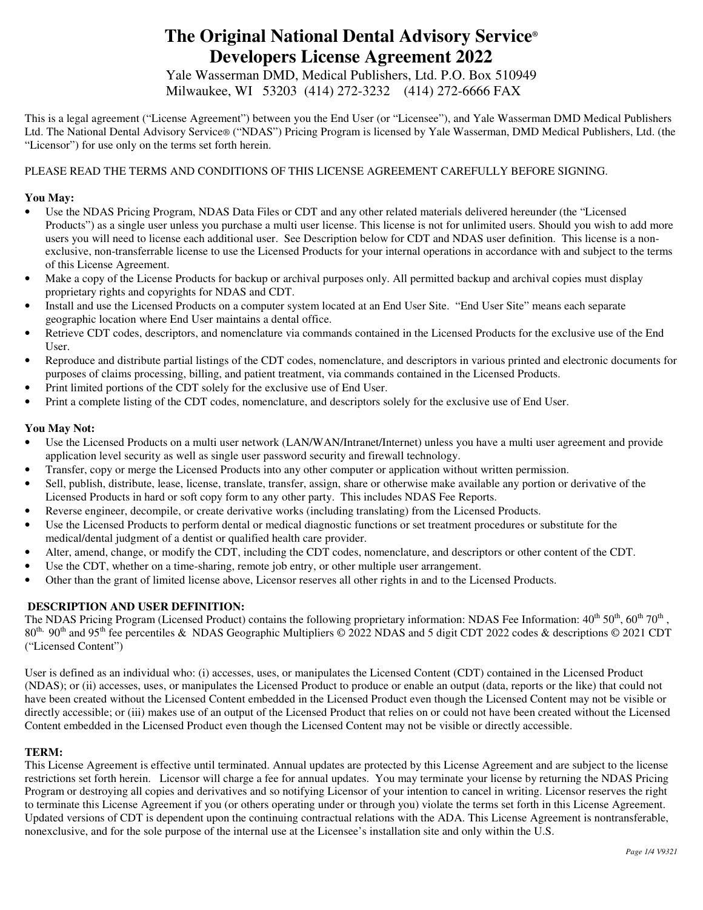# The Original National Dental Advisory Service®
# Developers License Agreement 2022

Yale Wasserman DMD, Medical Publishers, Ltd. P.O. Box 510949
Milwaukee, WI 53203 (414) 272-3232 (414) 272-6666 FAX

This is a legal agreement ("License Agreement") between you the End User (or "Licensee"), and Yale Wasserman DMD Medical Publishers Ltd. The National Dental Advisory Service® ("NDAS") Pricing Program is licensed by Yale Wasserman, DMD Medical Publishers, Ltd. (the "Licensor") for use only on the terms set forth herein.

PLEASE READ THE TERMS AND CONDITIONS OF THIS LICENSE AGREEMENT CAREFULLY BEFORE SIGNING.

**You May:**

- Use the NDAS Pricing Program, NDAS Data Files or CDT and any other related materials delivered hereunder (the "Licensed Products") as a single user unless you purchase a multi user license. This license is not for unlimited users. Should you wish to add more users you will need to license each additional user. See Description below for CDT and NDAS user definition. This license is a non-exclusive, non-transferrable license to use the Licensed Products for your internal operations in accordance with and subject to the terms of this License Agreement.
- Make a copy of the License Products for backup or archival purposes only. All permitted backup and archival copies must display proprietary rights and copyrights for NDAS and CDT.
- Install and use the Licensed Products on a computer system located at an End User Site. "End User Site" means each separate geographic location where End User maintains a dental office.
- Retrieve CDT codes, descriptors, and nomenclature via commands contained in the Licensed Products for the exclusive use of the End User.
- Reproduce and distribute partial listings of the CDT codes, nomenclature, and descriptors in various printed and electronic documents for purposes of claims processing, billing, and patient treatment, via commands contained in the Licensed Products.
- Print limited portions of the CDT solely for the exclusive use of End User.
- Print a complete listing of the CDT codes, nomenclature, and descriptors solely for the exclusive use of End User.

**You May Not:**

- Use the Licensed Products on a multi user network (LAN/WAN/Intranet/Internet) unless you have a multi user agreement and provide application level security as well as single user password security and firewall technology.
- Transfer, copy or merge the Licensed Products into any other computer or application without written permission.
- Sell, publish, distribute, lease, license, translate, transfer, assign, share or otherwise make available any portion or derivative of the Licensed Products in hard or soft copy form to any other party. This includes NDAS Fee Reports.
- Reverse engineer, decompile, or create derivative works (including translating) from the Licensed Products.
- Use the Licensed Products to perform dental or medical diagnostic functions or set treatment procedures or substitute for the medical/dental judgment of a dentist or qualified health care provider.
- Alter, amend, change, or modify the CDT, including the CDT codes, nomenclature, and descriptors or other content of the CDT.
- Use the CDT, whether on a time-sharing, remote job entry, or other multiple user arrangement.
- Other than the grant of limited license above, Licensor reserves all other rights in and to the Licensed Products.

**DESCRIPTION AND USER DEFINITION:**

The NDAS Pricing Program (Licensed Product) contains the following proprietary information: NDAS Fee Information: 40th 50th, 60th 70th, 80th, 90th and 95th fee percentiles & NDAS Geographic Multipliers © 2022 NDAS and 5 digit CDT 2022 codes & descriptions © 2021 CDT ("Licensed Content")

User is defined as an individual who: (i) accesses, uses, or manipulates the Licensed Content (CDT) contained in the Licensed Product (NDAS); or (ii) accesses, uses, or manipulates the Licensed Product to produce or enable an output (data, reports or the like) that could not have been created without the Licensed Content embedded in the Licensed Product even though the Licensed Content may not be visible or directly accessible; or (iii) makes use of an output of the Licensed Product that relies on or could not have been created without the Licensed Content embedded in the Licensed Product even though the Licensed Content may not be visible or directly accessible.

**TERM:**

This License Agreement is effective until terminated. Annual updates are protected by this License Agreement and are subject to the license restrictions set forth herein. Licensor will charge a fee for annual updates. You may terminate your license by returning the NDAS Pricing Program or destroying all copies and derivatives and so notifying Licensor of your intention to cancel in writing. Licensor reserves the right to terminate this License Agreement if you (or others operating under or through you) violate the terms set forth in this License Agreement. Updated versions of CDT is dependent upon the continuing contractual relations with the ADA. This License Agreement is nontransferable, nonexclusive, and for the sole purpose of the internal use at the Licensee's installation site and only within the U.S.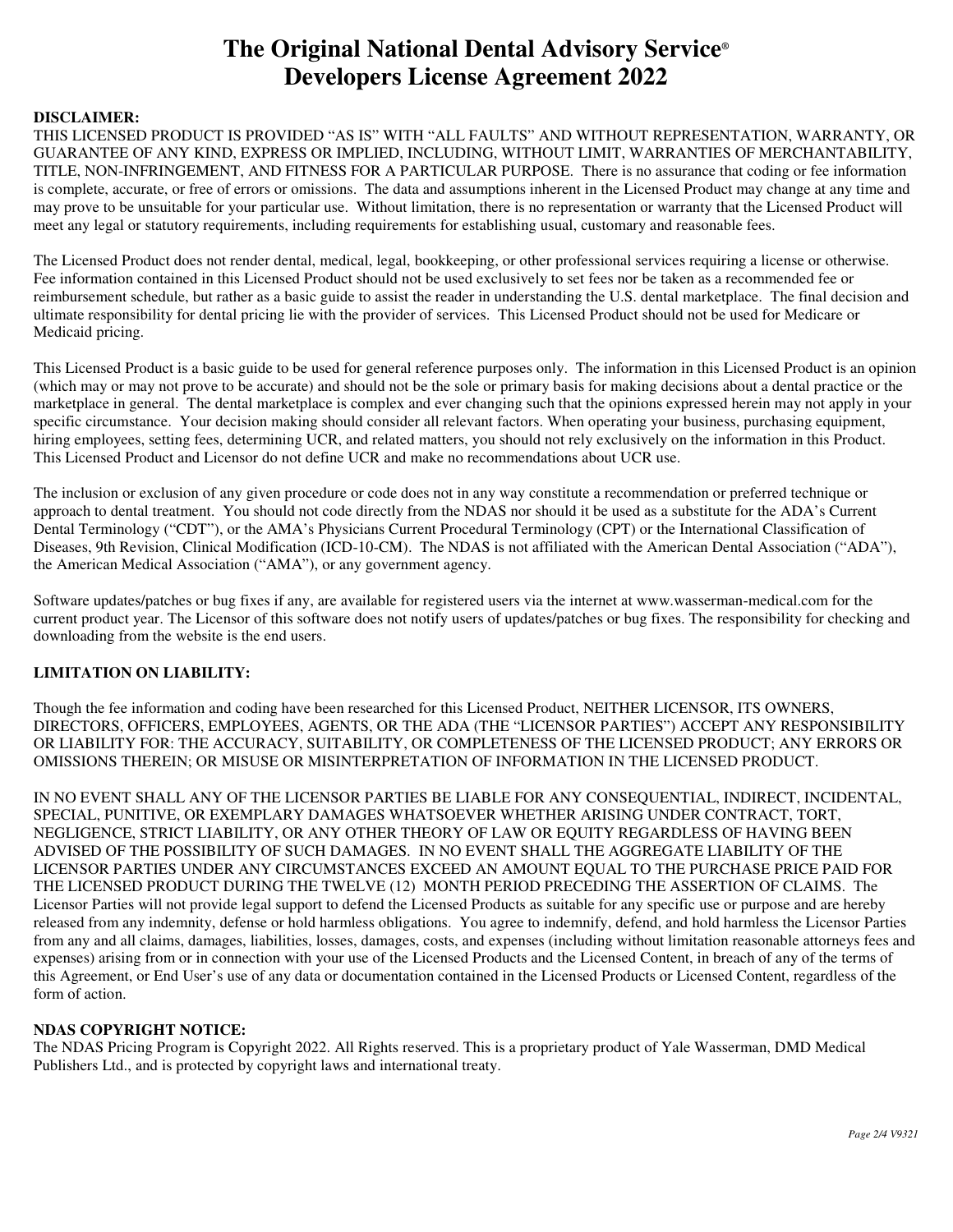# The Original National Dental Advisory Service®
# Developers License Agreement 2022

**DISCLAIMER:**
THIS LICENSED PRODUCT IS PROVIDED "AS IS" WITH "ALL FAULTS" AND WITHOUT REPRESENTATION, WARRANTY, OR GUARANTEE OF ANY KIND, EXPRESS OR IMPLIED, INCLUDING, WITHOUT LIMIT, WARRANTIES OF MERCHANTABILITY, TITLE, NON-INFRINGEMENT, AND FITNESS FOR A PARTICULAR PURPOSE. There is no assurance that coding or fee information is complete, accurate, or free of errors or omissions. The data and assumptions inherent in the Licensed Product may change at any time and may prove to be unsuitable for your particular use. Without limitation, there is no representation or warranty that the Licensed Product will meet any legal or statutory requirements, including requirements for establishing usual, customary and reasonable fees.

The Licensed Product does not render dental, medical, legal, bookkeeping, or other professional services requiring a license or otherwise. Fee information contained in this Licensed Product should not be used exclusively to set fees nor be taken as a recommended fee or reimbursement schedule, but rather as a basic guide to assist the reader in understanding the U.S. dental marketplace. The final decision and ultimate responsibility for dental pricing lie with the provider of services. This Licensed Product should not be used for Medicare or Medicaid pricing.

This Licensed Product is a basic guide to be used for general reference purposes only. The information in this Licensed Product is an opinion (which may or may not prove to be accurate) and should not be the sole or primary basis for making decisions about a dental practice or the marketplace in general. The dental marketplace is complex and ever changing such that the opinions expressed herein may not apply in your specific circumstance. Your decision making should consider all relevant factors. When operating your business, purchasing equipment, hiring employees, setting fees, determining UCR, and related matters, you should not rely exclusively on the information in this Product. This Licensed Product and Licensor do not define UCR and make no recommendations about UCR use.

The inclusion or exclusion of any given procedure or code does not in any way constitute a recommendation or preferred technique or approach to dental treatment. You should not code directly from the NDAS nor should it be used as a substitute for the ADA's Current Dental Terminology ("CDT"), or the AMA's Physicians Current Procedural Terminology (CPT) or the International Classification of Diseases, 9th Revision, Clinical Modification (ICD-10-CM). The NDAS is not affiliated with the American Dental Association ("ADA"), the American Medical Association ("AMA"), or any government agency.

Software updates/patches or bug fixes if any, are available for registered users via the internet at www.wasserman-medical.com for the current product year. The Licensor of this software does not notify users of updates/patches or bug fixes. The responsibility for checking and downloading from the website is the end users.

**LIMITATION ON LIABILITY:**

Though the fee information and coding have been researched for this Licensed Product, NEITHER LICENSOR, ITS OWNERS, DIRECTORS, OFFICERS, EMPLOYEES, AGENTS, OR THE ADA (THE "LICENSOR PARTIES") ACCEPT ANY RESPONSIBILITY OR LIABILITY FOR: THE ACCURACY, SUITABILITY, OR COMPLETENESS OF THE LICENSED PRODUCT; ANY ERRORS OR OMISSIONS THEREIN; OR MISUSE OR MISINTERPRETATION OF INFORMATION IN THE LICENSED PRODUCT.

IN NO EVENT SHALL ANY OF THE LICENSOR PARTIES BE LIABLE FOR ANY CONSEQUENTIAL, INDIRECT, INCIDENTAL, SPECIAL, PUNITIVE, OR EXEMPLARY DAMAGES WHATSOEVER WHETHER ARISING UNDER CONTRACT, TORT, NEGLIGENCE, STRICT LIABILITY, OR ANY OTHER THEORY OF LAW OR EQUITY REGARDLESS OF HAVING BEEN ADVISED OF THE POSSIBILITY OF SUCH DAMAGES. IN NO EVENT SHALL THE AGGREGATE LIABILITY OF THE LICENSOR PARTIES UNDER ANY CIRCUMSTANCES EXCEED AN AMOUNT EQUAL TO THE PURCHASE PRICE PAID FOR THE LICENSED PRODUCT DURING THE TWELVE (12) MONTH PERIOD PRECEDING THE ASSERTION OF CLAIMS. The Licensor Parties will not provide legal support to defend the Licensed Products as suitable for any specific use or purpose and are hereby released from any indemnity, defense or hold harmless obligations. You agree to indemnify, defend, and hold harmless the Licensor Parties from any and all claims, damages, liabilities, losses, damages, costs, and expenses (including without limitation reasonable attorneys fees and expenses) arising from or in connection with your use of the Licensed Products and the Licensed Content, in breach of any of the terms of this Agreement, or End User's use of any data or documentation contained in the Licensed Products or Licensed Content, regardless of the form of action.

**NDAS COPYRIGHT NOTICE:**
The NDAS Pricing Program is Copyright 2022. All Rights reserved. This is a proprietary product of Yale Wasserman, DMD Medical Publishers Ltd., and is protected by copyright laws and international treaty.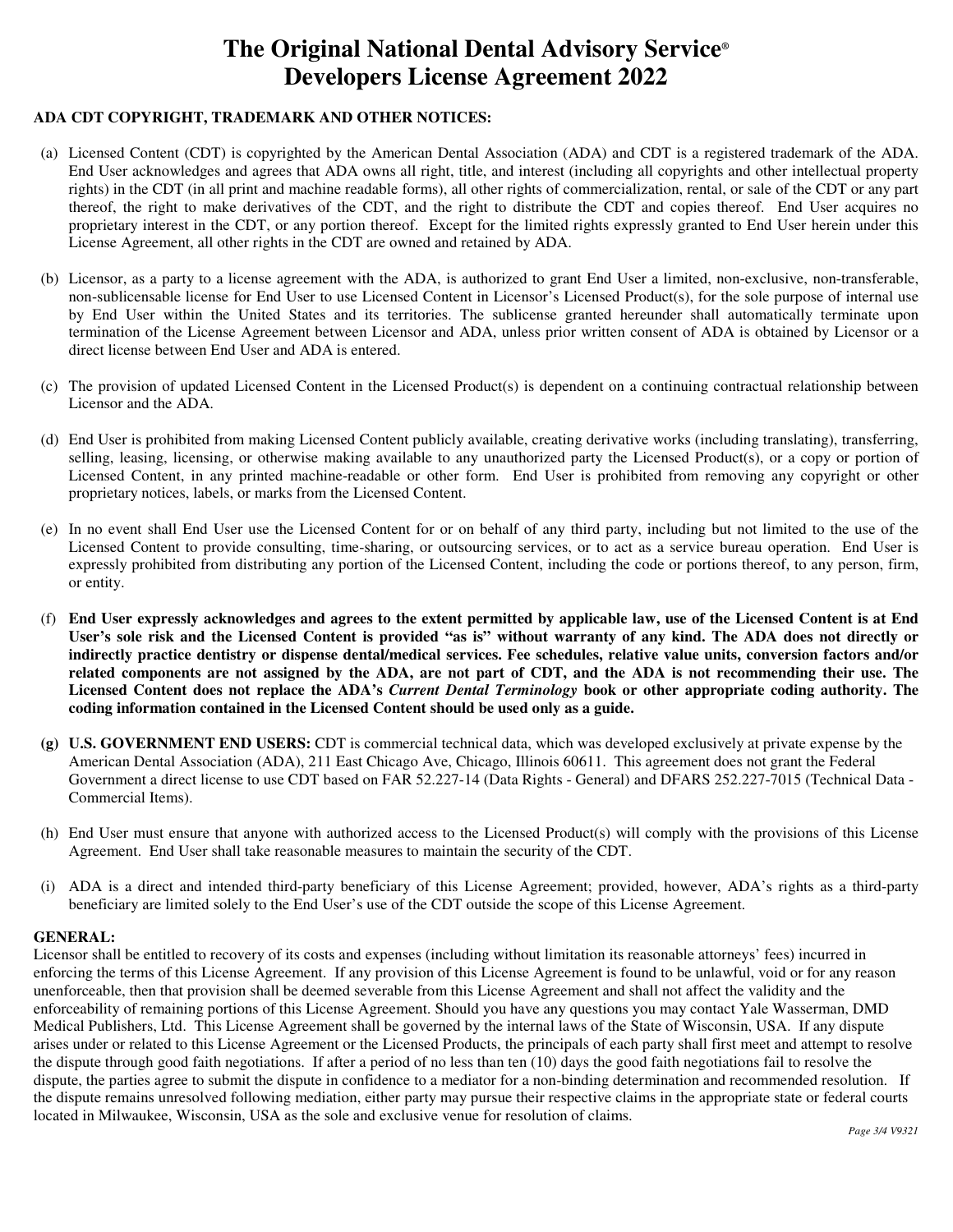# The Original National Dental Advisory Service®
# Developers License Agreement 2022

**ADA CDT COPYRIGHT, TRADEMARK AND OTHER NOTICES:**

(a) Licensed Content (CDT) is copyrighted by the American Dental Association (ADA) and CDT is a registered trademark of the ADA. End User acknowledges and agrees that ADA owns all right, title, and interest (including all copyrights and other intellectual property rights) in the CDT (in all print and machine readable forms), all other rights of commercialization, rental, or sale of the CDT or any part thereof, the right to make derivatives of the CDT, and the right to distribute the CDT and copies thereof. End User acquires no proprietary interest in the CDT, or any portion thereof. Except for the limited rights expressly granted to End User herein under this License Agreement, all other rights in the CDT are owned and retained by ADA.

(b) Licensor, as a party to a license agreement with the ADA, is authorized to grant End User a limited, non-exclusive, non-transferable, non-sublicensable license for End User to use Licensed Content in Licensor's Licensed Product(s), for the sole purpose of internal use by End User within the United States and its territories. The sublicense granted hereunder shall automatically terminate upon termination of the License Agreement between Licensor and ADA, unless prior written consent of ADA is obtained by Licensor or a direct license between End User and ADA is entered.

(c) The provision of updated Licensed Content in the Licensed Product(s) is dependent on a continuing contractual relationship between Licensor and the ADA.

(d) End User is prohibited from making Licensed Content publicly available, creating derivative works (including translating), transferring, selling, leasing, licensing, or otherwise making available to any unauthorized party the Licensed Product(s), or a copy or portion of Licensed Content, in any printed machine-readable or other form. End User is prohibited from removing any copyright or other proprietary notices, labels, or marks from the Licensed Content.

(e) In no event shall End User use the Licensed Content for or on behalf of any third party, including but not limited to the use of the Licensed Content to provide consulting, time-sharing, or outsourcing services, or to act as a service bureau operation. End User is expressly prohibited from distributing any portion of the Licensed Content, including the code or portions thereof, to any person, firm, or entity.

(f) **End User expressly acknowledges and agrees to the extent permitted by applicable law, use of the Licensed Content is at End User's sole risk and the Licensed Content is provided "as is" without warranty of any kind. The ADA does not directly or indirectly practice dentistry or dispense dental/medical services. Fee schedules, relative value units, conversion factors and/or related components are not assigned by the ADA, are not part of CDT, and the ADA is not recommending their use. The Licensed Content does not replace the ADA's *Current Dental Terminology* book or other appropriate coding authority. The coding information contained in the Licensed Content should be used only as a guide.**

**(g) U.S. GOVERNMENT END USERS:** CDT is commercial technical data, which was developed exclusively at private expense by the American Dental Association (ADA), 211 East Chicago Ave, Chicago, Illinois 60611. This agreement does not grant the Federal Government a direct license to use CDT based on FAR 52.227-14 (Data Rights - General) and DFARS 252.227-7015 (Technical Data - Commercial Items).

(h) End User must ensure that anyone with authorized access to the Licensed Product(s) will comply with the provisions of this License Agreement. End User shall take reasonable measures to maintain the security of the CDT.

(i) ADA is a direct and intended third-party beneficiary of this License Agreement; provided, however, ADA's rights as a third-party beneficiary are limited solely to the End User's use of the CDT outside the scope of this License Agreement.

**GENERAL:**

Licensor shall be entitled to recovery of its costs and expenses (including without limitation its reasonable attorneys' fees) incurred in enforcing the terms of this License Agreement. If any provision of this License Agreement is found to be unlawful, void or for any reason unenforceable, then that provision shall be deemed severable from this License Agreement and shall not affect the validity and the enforceability of remaining portions of this License Agreement. Should you have any questions you may contact Yale Wasserman, DMD Medical Publishers, Ltd. This License Agreement shall be governed by the internal laws of the State of Wisconsin, USA. If any dispute arises under or related to this License Agreement or the Licensed Products, the principals of each party shall first meet and attempt to resolve the dispute through good faith negotiations. If after a period of no less than ten (10) days the good faith negotiations fail to resolve the dispute, the parties agree to submit the dispute in confidence to a mediator for a non-binding determination and recommended resolution. If the dispute remains unresolved following mediation, either party may pursue their respective claims in the appropriate state or federal courts located in Milwaukee, Wisconsin, USA as the sole and exclusive venue for resolution of claims.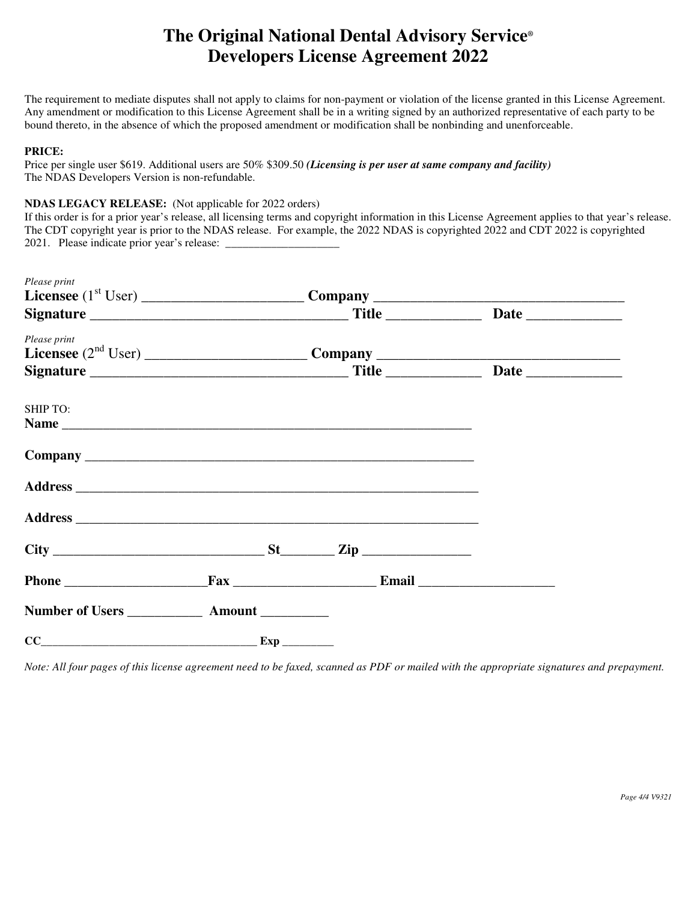# The Original National Dental Advisory Service®
# Developers License Agreement 2022

The requirement to mediate disputes shall not apply to claims for non-payment or violation of the license granted in this License Agreement. Any amendment or modification to this License Agreement shall be in a writing signed by an authorized representative of each party to be bound thereto, in the absence of which the proposed amendment or modification shall be nonbinding and unenforceable.

**PRICE:**
Price per single user $619. Additional users are 50% $309.50 ***(Licensing is per user at same company and facility)***
The NDAS Developers Version is non-refundable.

**NDAS LEGACY RELEASE:** (Not applicable for 2022 orders)
If this order is for a prior year's release, all licensing terms and copyright information in this License Agreement applies to that year's release. The CDT copyright year is prior to the NDAS release. For example, the 2022 NDAS is copyrighted 2022 and CDT 2022 is copyrighted 2021. Please indicate prior year's release: ____________________

*Please print*
**Licensee** (1st User) _______________________ **Company** ____________________________________
**Signature** ____________________________________ **Title** _____________ **Date** _____________

*Please print*
**Licensee** (2nd User) _______________________ **Company** __________________________________
**Signature** ____________________________________ **Title** _____________ **Date** _____________

SHIP TO:
**Name** _________________________________________________________________

**Company** ______________________________________________________________

**Address** _______________________________________________________________

**Address** _______________________________________________________________

**City** ________________________________ **St**________ **Zip** ________________

**Phone** _____________________**Fax** _____________________ **Email** ____________________

**Number of Users** ___________ **Amount** __________

**CC**______________________________________ **Exp** _________

*Note: All four pages of this license agreement need to be faxed, scanned as PDF or mailed with the appropriate signatures and prepayment.*